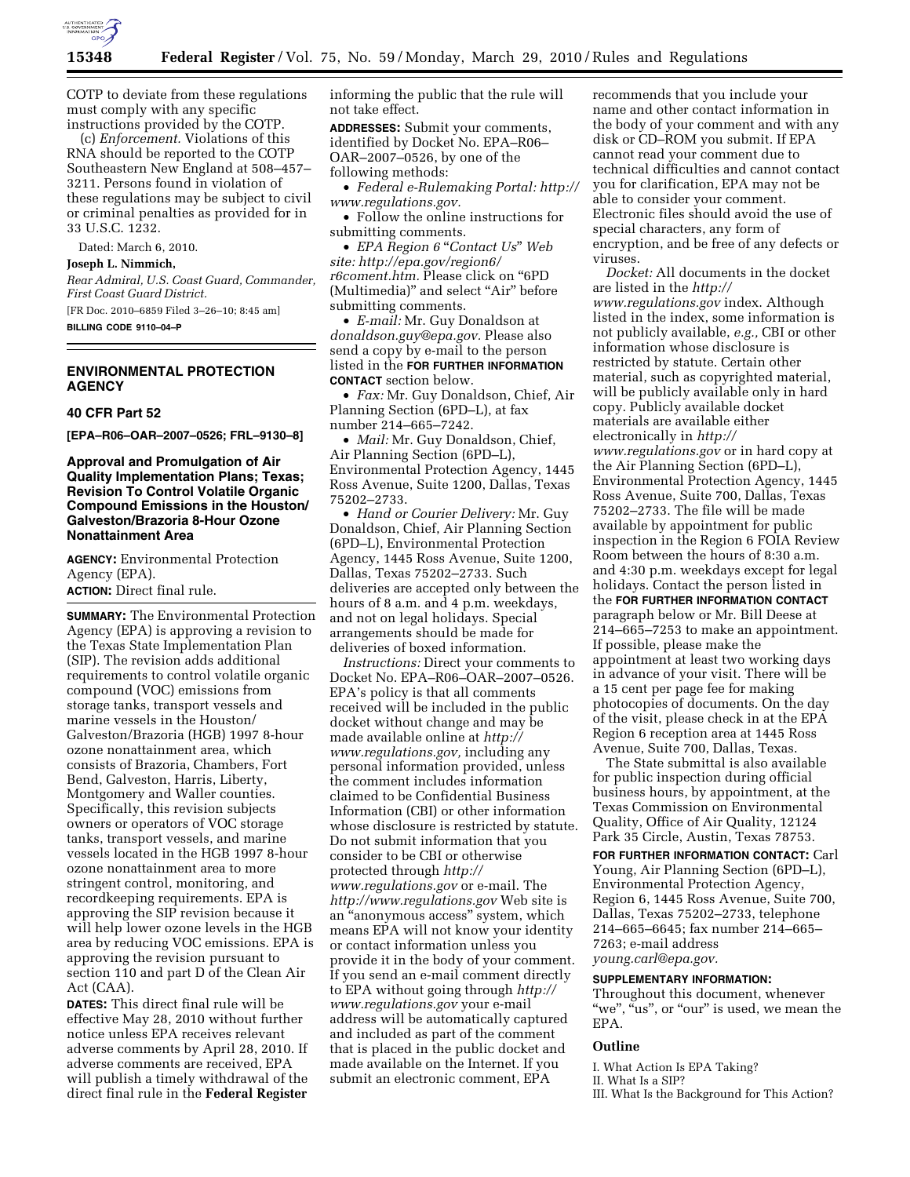COTP to deviate from these regulations must comply with any specific instructions provided by the COTP.

(c) *Enforcement.* Violations of this RNA should be reported to the COTP Southeastern New England at 508–457–3211. Persons found in violation of these regulations may be subject to civil or criminal penalties as provided for in 33 U.S.C. 1232.

Dated: March 6, 2010.

**Joseph L. Nimmich,**

*Rear Admiral, U.S. Coast Guard, Commander, First Coast Guard District.*

[FR Doc. 2010–6859 Filed 3–26–10; 8:45 am]

**BILLING CODE 9110–04–P**

## ENVIRONMENTAL PROTECTION AGENCY

### 40 CFR Part 52

**[EPA–R06–OAR–2007–0526; FRL–9130–8]**

### Approval and Promulgation of Air Quality Implementation Plans; Texas; Revision To Control Volatile Organic Compound Emissions in the Houston/Galveston/Brazoria 8-Hour Ozone Nonattainment Area

**AGENCY:** Environmental Protection Agency (EPA).

**ACTION:** Direct final rule.

**SUMMARY:** The Environmental Protection Agency (EPA) is approving a revision to the Texas State Implementation Plan (SIP). The revision adds additional requirements to control volatile organic compound (VOC) emissions from storage tanks, transport vessels and marine vessels in the Houston/Galveston/Brazoria (HGB) 1997 8-hour ozone nonattainment area, which consists of Brazoria, Chambers, Fort Bend, Galveston, Harris, Liberty, Montgomery and Waller counties. Specifically, this revision subjects owners or operators of VOC storage tanks, transport vessels, and marine vessels located in the HGB 1997 8-hour ozone nonattainment area to more stringent control, monitoring, and recordkeeping requirements. EPA is approving the SIP revision because it will help lower ozone levels in the HGB area by reducing VOC emissions. EPA is approving the revision pursuant to section 110 and part D of the Clean Air Act (CAA).

**DATES:** This direct final rule will be effective May 28, 2010 without further notice unless EPA receives relevant adverse comments by April 28, 2010. If adverse comments are received, EPA will publish a timely withdrawal of the direct final rule in the **Federal Register** informing the public that the rule will not take effect.

**ADDRESSES:** Submit your comments, identified by Docket No. EPA–R06–OAR–2007–0526, by one of the following methods:

- *Federal e-Rulemaking Portal: http://www.regulations.gov.*
- Follow the online instructions for submitting comments.
- *EPA Region 6 "Contact Us" Web site: http://epa.gov/region6/r6coment.htm.* Please click on "6PD (Multimedia)" and select "Air" before submitting comments.
- *E-mail:* Mr. Guy Donaldson at *donaldson.guy@epa.gov.* Please also send a copy by e-mail to the person listed in the **FOR FURTHER INFORMATION CONTACT** section below.
- *Fax:* Mr. Guy Donaldson, Chief, Air Planning Section (6PD–L), at fax number 214–665–7242.
- *Mail:* Mr. Guy Donaldson, Chief, Air Planning Section (6PD–L), Environmental Protection Agency, 1445 Ross Avenue, Suite 1200, Dallas, Texas 75202–2733.
- *Hand or Courier Delivery:* Mr. Guy Donaldson, Chief, Air Planning Section (6PD–L), Environmental Protection Agency, 1445 Ross Avenue, Suite 1200, Dallas, Texas 75202–2733. Such deliveries are accepted only between the hours of 8 a.m. and 4 p.m. weekdays, and not on legal holidays. Special arrangements should be made for deliveries of boxed information.

*Instructions:* Direct your comments to Docket No. EPA–R06–OAR–2007–0526. EPA's policy is that all comments received will be included in the public docket without change and may be made available online at *http://www.regulations.gov,* including any personal information provided, unless the comment includes information claimed to be Confidential Business Information (CBI) or other information whose disclosure is restricted by statute. Do not submit information that you consider to be CBI or otherwise protected through *http://www.regulations.gov* or e-mail. The *http://www.regulations.gov* Web site is an "anonymous access" system, which means EPA will not know your identity or contact information unless you provide it in the body of your comment. If you send an e-mail comment directly to EPA without going through *http://www.regulations.gov* your e-mail address will be automatically captured and included as part of the comment that is placed in the public docket and made available on the Internet. If you submit an electronic comment, EPA recommends that you include your name and other contact information in the body of your comment and with any disk or CD–ROM you submit. If EPA cannot read your comment due to technical difficulties and cannot contact you for clarification, EPA may not be able to consider your comment. Electronic files should avoid the use of special characters, any form of encryption, and be free of any defects or viruses.

*Docket:* All documents in the docket are listed in the *http://www.regulations.gov* index. Although listed in the index, some information is not publicly available, *e.g.,* CBI or other information whose disclosure is restricted by statute. Certain other material, such as copyrighted material, will be publicly available only in hard copy. Publicly available docket materials are available either electronically in *http://www.regulations.gov* or in hard copy at the Air Planning Section (6PD–L), Environmental Protection Agency, 1445 Ross Avenue, Suite 700, Dallas, Texas 75202–2733. The file will be made available by appointment for public inspection in the Region 6 FOIA Review Room between the hours of 8:30 a.m. and 4:30 p.m. weekdays except for legal holidays. Contact the person listed in the **FOR FURTHER INFORMATION CONTACT** paragraph below or Mr. Bill Deese at 214–665–7253 to make an appointment. If possible, please make the appointment at least two working days in advance of your visit. There will be a 15 cent per page fee for making photocopies of documents. On the day of the visit, please check in at the EPA Region 6 reception area at 1445 Ross Avenue, Suite 700, Dallas, Texas.

The State submittal is also available for public inspection during official business hours, by appointment, at the Texas Commission on Environmental Quality, Office of Air Quality, 12124 Park 35 Circle, Austin, Texas 78753.

**FOR FURTHER INFORMATION CONTACT:** Carl Young, Air Planning Section (6PD–L), Environmental Protection Agency, Region 6, 1445 Ross Avenue, Suite 700, Dallas, Texas 75202–2733, telephone 214–665–6645; fax number 214–665–7263; e-mail address *young.carl@epa.gov.*

**SUPPLEMENTARY INFORMATION:** Throughout this document, whenever "we", "us", or "our" is used, we mean the EPA.

#### Outline

I. What Action Is EPA Taking?
II. What Is a SIP?
III. What Is the Background for This Action?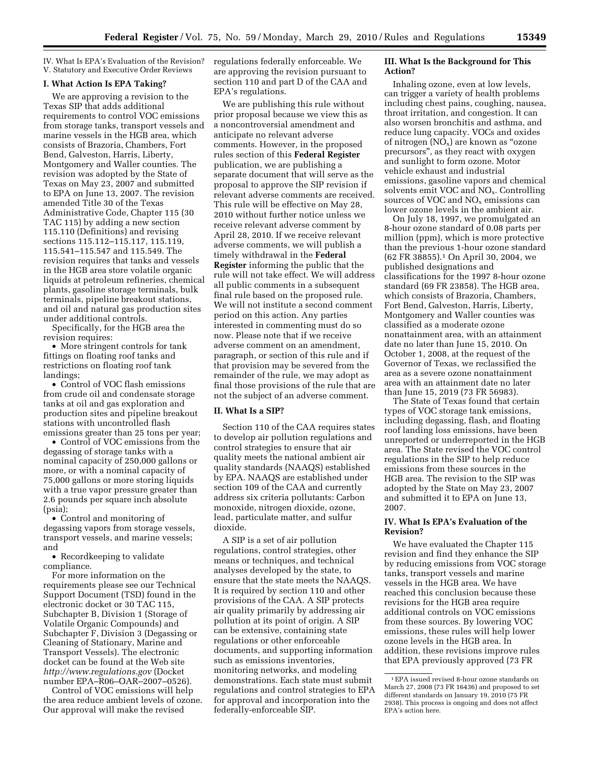IV. What Is EPA's Evaluation of the Revision?
V. Statutory and Executive Order Reviews

### I. What Action Is EPA Taking?

We are approving a revision to the Texas SIP that adds additional requirements to control VOC emissions from storage tanks, transport vessels and marine vessels in the HGB area, which consists of Brazoria, Chambers, Fort Bend, Galveston, Harris, Liberty, Montgomery and Waller counties. The revision was adopted by the State of Texas on May 23, 2007 and submitted to EPA on June 13, 2007. The revision amended Title 30 of the Texas Administrative Code, Chapter 115 (30 TAC 115) by adding a new section 115.110 (Definitions) and revising sections 115.112–115.117, 115.119, 115.541–115.547 and 115.549. The revision requires that tanks and vessels in the HGB area store volatile organic liquids at petroleum refineries, chemical plants, gasoline storage terminals, bulk terminals, pipeline breakout stations, and oil and natural gas production sites under additional controls.

Specifically, for the HGB area the revision requires:

- More stringent controls for tank fittings on floating roof tanks and restrictions on floating roof tank landings;
- Control of VOC flash emissions from crude oil and condensate storage tanks at oil and gas exploration and production sites and pipeline breakout stations with uncontrolled flash emissions greater than 25 tons per year;
- Control of VOC emissions from the degassing of storage tanks with a nominal capacity of 250,000 gallons or more, or with a nominal capacity of 75,000 gallons or more storing liquids with a true vapor pressure greater than 2.6 pounds per square inch absolute (psia);
- Control and monitoring of degassing vapors from storage vessels, transport vessels, and marine vessels; and
- Recordkeeping to validate compliance.

For more information on the requirements please see our Technical Support Document (TSD) found in the electronic docket or 30 TAC 115, Subchapter B, Division 1 (Storage of Volatile Organic Compounds) and Subchapter F, Division 3 (Degassing or Cleaning of Stationary, Marine and Transport Vessels). The electronic docket can be found at the Web site *http://www.regulations.gov* (Docket number EPA–R06–OAR–2007–0526).

Control of VOC emissions will help the area reduce ambient levels of ozone. Our approval will make the revised regulations federally enforceable. We are approving the revision pursuant to section 110 and part D of the CAA and EPA's regulations.

We are publishing this rule without prior proposal because we view this as a noncontroversial amendment and anticipate no relevant adverse comments. However, in the proposed rules section of this **Federal Register** publication, we are publishing a separate document that will serve as the proposal to approve the SIP revision if relevant adverse comments are received. This rule will be effective on May 28, 2010 without further notice unless we receive relevant adverse comment by April 28, 2010. If we receive relevant adverse comments, we will publish a timely withdrawal in the **Federal Register** informing the public that the rule will not take effect. We will address all public comments in a subsequent final rule based on the proposed rule. We will not institute a second comment period on this action. Any parties interested in commenting must do so now. Please note that if we receive adverse comment on an amendment, paragraph, or section of this rule and if that provision may be severed from the remainder of the rule, we may adopt as final those provisions of the rule that are not the subject of an adverse comment.

### II. What Is a SIP?

Section 110 of the CAA requires states to develop air pollution regulations and control strategies to ensure that air quality meets the national ambient air quality standards (NAAQS) established by EPA. NAAQS are established under section 109 of the CAA and currently address six criteria pollutants: Carbon monoxide, nitrogen dioxide, ozone, lead, particulate matter, and sulfur dioxide.

A SIP is a set of air pollution regulations, control strategies, other means or techniques, and technical analyses developed by the state, to ensure that the state meets the NAAQS. It is required by section 110 and other provisions of the CAA. A SIP protects air quality primarily by addressing air pollution at its point of origin. A SIP can be extensive, containing state regulations or other enforceable documents, and supporting information such as emissions inventories, monitoring networks, and modeling demonstrations. Each state must submit regulations and control strategies to EPA for approval and incorporation into the federally-enforceable SIP.

### III. What Is the Background for This Action?

Inhaling ozone, even at low levels, can trigger a variety of health problems including chest pains, coughing, nausea, throat irritation, and congestion. It can also worsen bronchitis and asthma, and reduce lung capacity. VOCs and oxides of nitrogen ($NO_x$) are known as "ozone precursors", as they react with oxygen and sunlight to form ozone. Motor vehicle exhaust and industrial emissions, gasoline vapors and chemical solvents emit VOC and $NO_x$. Controlling sources of VOC and $NO_x$ emissions can lower ozone levels in the ambient air.

On July 18, 1997, we promulgated an 8-hour ozone standard of 0.08 parts per million (ppm), which is more protective than the previous 1-hour ozone standard (62 FR 38855).[1] On April 30, 2004, we published designations and classifications for the 1997 8-hour ozone standard (69 FR 23858). The HGB area, which consists of Brazoria, Chambers, Fort Bend, Galveston, Harris, Liberty, Montgomery and Waller counties was classified as a moderate ozone nonattainment area, with an attainment date no later than June 15, 2010. On October 1, 2008, at the request of the Governor of Texas, we reclassified the area as a severe ozone nonattainment area with an attainment date no later than June 15, 2019 (73 FR 56983).

The State of Texas found that certain types of VOC storage tank emissions, including degassing, flash, and floating roof landing loss emissions, have been unreported or underreported in the HGB area. The State revised the VOC control regulations in the SIP to help reduce emissions from these sources in the HGB area. The revision to the SIP was adopted by the State on May 23, 2007 and submitted it to EPA on June 13, 2007.

### IV. What Is EPA's Evaluation of the Revision?

We have evaluated the Chapter 115 revision and find they enhance the SIP by reducing emissions from VOC storage tanks, transport vessels and marine vessels in the HGB area. We have reached this conclusion because these revisions for the HGB area require additional controls on VOC emissions from these sources. By lowering VOC emissions, these rules will help lower ozone levels in the HGB area. In addition, these revisions improve rules that EPA previously approved (73 FR

[1] EPA issued revised 8-hour ozone standards on March 27, 2008 (73 FR 16436) and proposed to set different standards on January 19, 2010 (75 FR 2938). This process is ongoing and does not affect EPA's action here.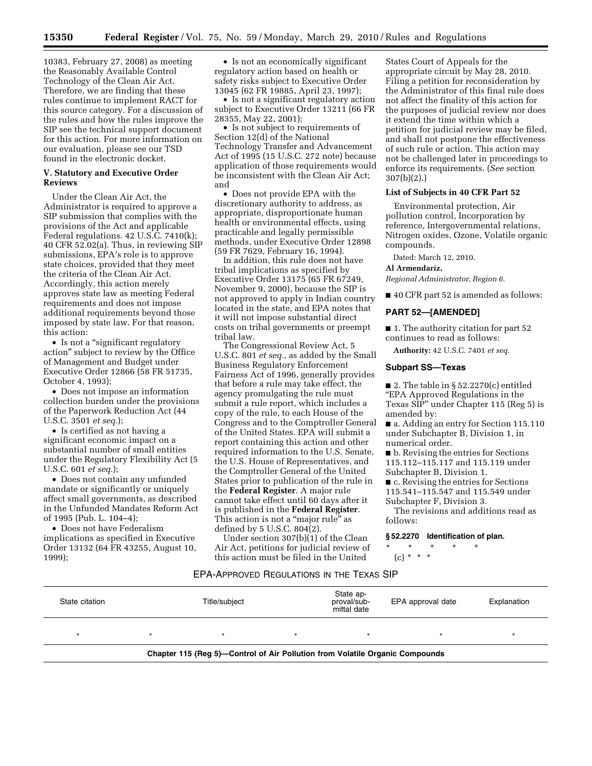10383, February 27, 2008) as meeting the Reasonably Available Control Technology of the Clean Air Act. Therefore, we are finding that these rules continue to implement RACT for this source category. For a discussion of the rules and how the rules improve the SIP see the technical support document for this action. For more information on our evaluation, please see our TSD found in the electronic docket.

### V. Statutory and Executive Order Reviews

Under the Clean Air Act, the Administrator is required to approve a SIP submission that complies with the provisions of the Act and applicable Federal regulations. 42 U.S.C. 7410(k); 40 CFR 52.02(a). Thus, in reviewing SIP submissions, EPA's role is to approve state choices, provided that they meet the criteria of the Clean Air Act. Accordingly, this action merely approves state law as meeting Federal requirements and does not impose additional requirements beyond those imposed by state law. For that reason, this action:

- Is not a "significant regulatory action" subject to review by the Office of Management and Budget under Executive Order 12866 (58 FR 51735, October 4, 1993);
- Does not impose an information collection burden under the provisions of the Paperwork Reduction Act (44 U.S.C. 3501 *et seq.*);
- Is certified as not having a significant economic impact on a substantial number of small entities under the Regulatory Flexibility Act (5 U.S.C. 601 *et seq.*);
- Does not contain any unfunded mandate or significantly or uniquely affect small governments, as described in the Unfunded Mandates Reform Act of 1995 (Pub. L. 104–4);
- Does not have Federalism implications as specified in Executive Order 13132 (64 FR 43255, August 10, 1999);
- Is not an economically significant regulatory action based on health or safety risks subject to Executive Order 13045 (62 FR 19885, April 23, 1997);
- Is not a significant regulatory action subject to Executive Order 13211 (66 FR 28355, May 22, 2001);
- Is not subject to requirements of Section 12(d) of the National Technology Transfer and Advancement Act of 1995 (15 U.S.C. 272 note) because application of those requirements would be inconsistent with the Clean Air Act; and
- Does not provide EPA with the discretionary authority to address, as appropriate, disproportionate human health or environmental effects, using practicable and legally permissible methods, under Executive Order 12898 (59 FR 7629, February 16, 1994).

In addition, this rule does not have tribal implications as specified by Executive Order 13175 (65 FR 67249, November 9, 2000), because the SIP is not approved to apply in Indian country located in the state, and EPA notes that it will not impose substantial direct costs on tribal governments or preempt tribal law.

The Congressional Review Act, 5 U.S.C. 801 *et seq.,* as added by the Small Business Regulatory Enforcement Fairness Act of 1996, generally provides that before a rule may take effect, the agency promulgating the rule must submit a rule report, which includes a copy of the rule, to each House of the Congress and to the Comptroller General of the United States. EPA will submit a report containing this action and other required information to the U.S. Senate, the U.S. House of Representatives, and the Comptroller General of the United States prior to publication of the rule in the **Federal Register**. A major rule cannot take effect until 60 days after it is published in the **Federal Register**. This action is not a "major rule" as defined by 5 U.S.C. 804(2).

Under section 307(b)(1) of the Clean Air Act, petitions for judicial review of this action must be filed in the United States Court of Appeals for the appropriate circuit by May 28, 2010. Filing a petition for reconsideration by the Administrator of this final rule does not affect the finality of this action for the purposes of judicial review nor does it extend the time within which a petition for judicial review may be filed, and shall not postpone the effectiveness of such rule or action. This action may not be challenged later in proceedings to enforce its requirements. (*See* section 307(b)(2).)

### List of Subjects in 40 CFR Part 52

Environmental protection, Air pollution control, Incorporation by reference, Intergovernmental relations, Nitrogen oxides, Ozone, Volatile organic compounds.

Dated: March 12, 2010.

**Al Armendariz,**

*Regional Administrator, Region 6.*

■ 40 CFR part 52 is amended as follows:

## PART 52—[AMENDED]

■ 1. The authority citation for part 52 continues to read as follows:

**Authority:** 42 U.S.C. 7401 *et seq.*

### Subpart SS—Texas

■ 2. The table in § 52.2270(c) entitled "EPA Approved Regulations in the Texas SIP" under Chapter 115 (Reg 5) is amended by:

■ a. Adding an entry for Section 115.110 under Subchapter B, Division 1, in numerical order.

■ b. Revising the entries for Sections 115.112–115.117 and 115.119 under Subchapter B, Division 1.

■ c. Revising the entries for Sections 115.541–115.547 and 115.549 under Subchapter F, Division 3.

The revisions and additions read as follows:

#### § 52.2270 Identification of plan.

\* \* \* \* \*

(c) \* \* \*

EPA-APPROVED REGULATIONS IN THE TEXAS SIP

| State citation | Title/subject | State approval/submittal date | EPA approval date | Explanation |
|---|---|---|---|---|
| * | * * * | * | * | * |
| **Chapter 115 (Reg 5)—Control of Air Pollution from Volatile Organic Compounds** | | | | |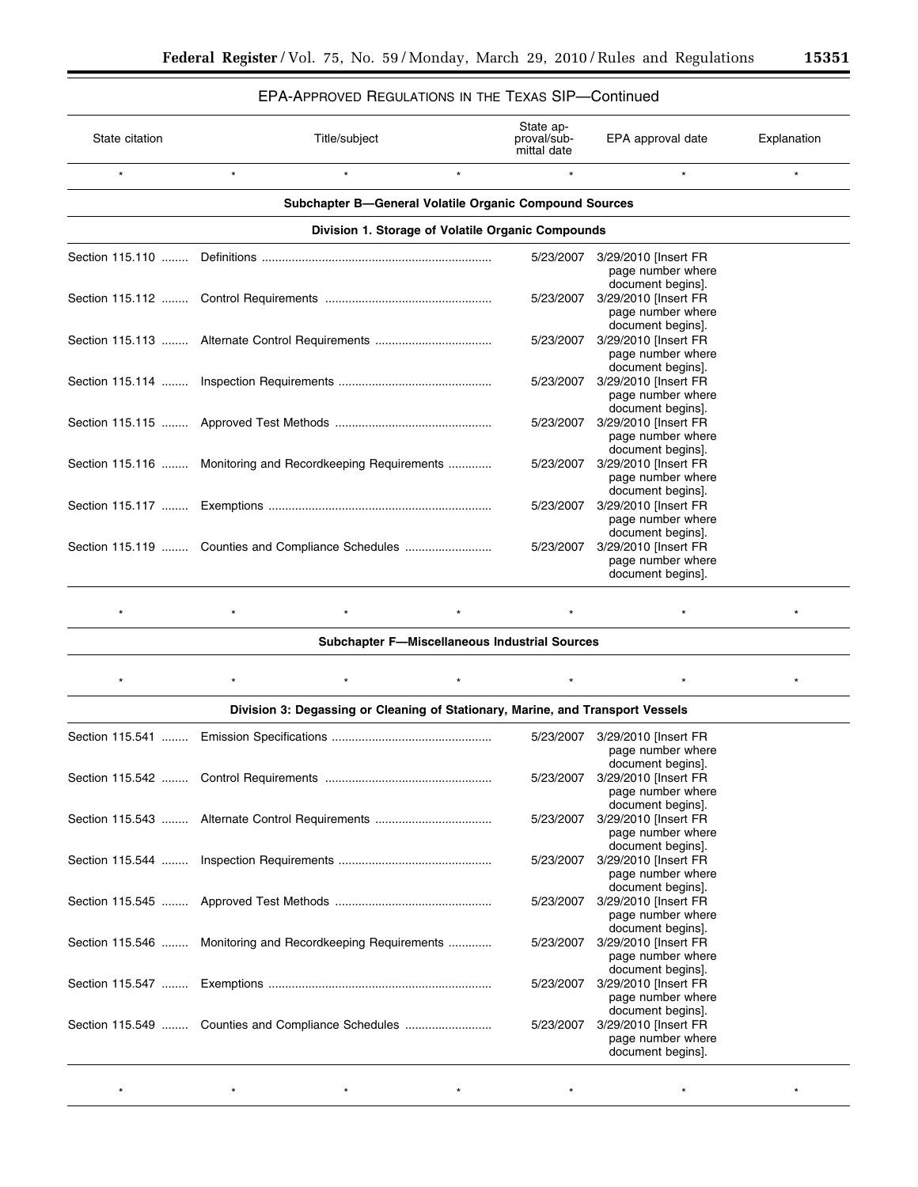EPA-APPROVED REGULATIONS IN THE TEXAS SIP—Continued

| State citation | Title/subject | State approval/submittal date | EPA approval date | Explanation |
|---|---|---|---|---|
| * | * | * | * | * |
| **Subchapter B—General Volatile Organic Compound Sources** | | | | |
| **Division 1. Storage of Volatile Organic Compounds** | | | | |
| Section 115.110 | Definitions | 5/23/2007 | 3/29/2010 [Insert FR page number where document begins]. | |
| Section 115.112 | Control Requirements | 5/23/2007 | 3/29/2010 [Insert FR page number where document begins]. | |
| Section 115.113 | Alternate Control Requirements | 5/23/2007 | 3/29/2010 [Insert FR page number where document begins]. | |
| Section 115.114 | Inspection Requirements | 5/23/2007 | 3/29/2010 [Insert FR page number where document begins]. | |
| Section 115.115 | Approved Test Methods | 5/23/2007 | 3/29/2010 [Insert FR page number where document begins]. | |
| Section 115.116 | Monitoring and Recordkeeping Requirements | 5/23/2007 | 3/29/2010 [Insert FR page number where document begins]. | |
| Section 115.117 | Exemptions | 5/23/2007 | 3/29/2010 [Insert FR page number where document begins]. | |
| Section 115.119 | Counties and Compliance Schedules | 5/23/2007 | 3/29/2010 [Insert FR page number where document begins]. | |
| * | * | * | * | * |
| **Subchapter F—Miscellaneous Industrial Sources** | | | | |
| * | * | * | * | * |
| **Division 3: Degassing or Cleaning of Stationary, Marine, and Transport Vessels** | | | | |
| Section 115.541 | Emission Specifications | 5/23/2007 | 3/29/2010 [Insert FR page number where document begins]. | |
| Section 115.542 | Control Requirements | 5/23/2007 | 3/29/2010 [Insert FR page number where document begins]. | |
| Section 115.543 | Alternate Control Requirements | 5/23/2007 | 3/29/2010 [Insert FR page number where document begins]. | |
| Section 115.544 | Inspection Requirements | 5/23/2007 | 3/29/2010 [Insert FR page number where document begins]. | |
| Section 115.545 | Approved Test Methods | 5/23/2007 | 3/29/2010 [Insert FR page number where document begins]. | |
| Section 115.546 | Monitoring and Recordkeeping Requirements | 5/23/2007 | 3/29/2010 [Insert FR page number where document begins]. | |
| Section 115.547 | Exemptions | 5/23/2007 | 3/29/2010 [Insert FR page number where document begins]. | |
| Section 115.549 | Counties and Compliance Schedules | 5/23/2007 | 3/29/2010 [Insert FR page number where document begins]. | |
| * | * | * | * | * |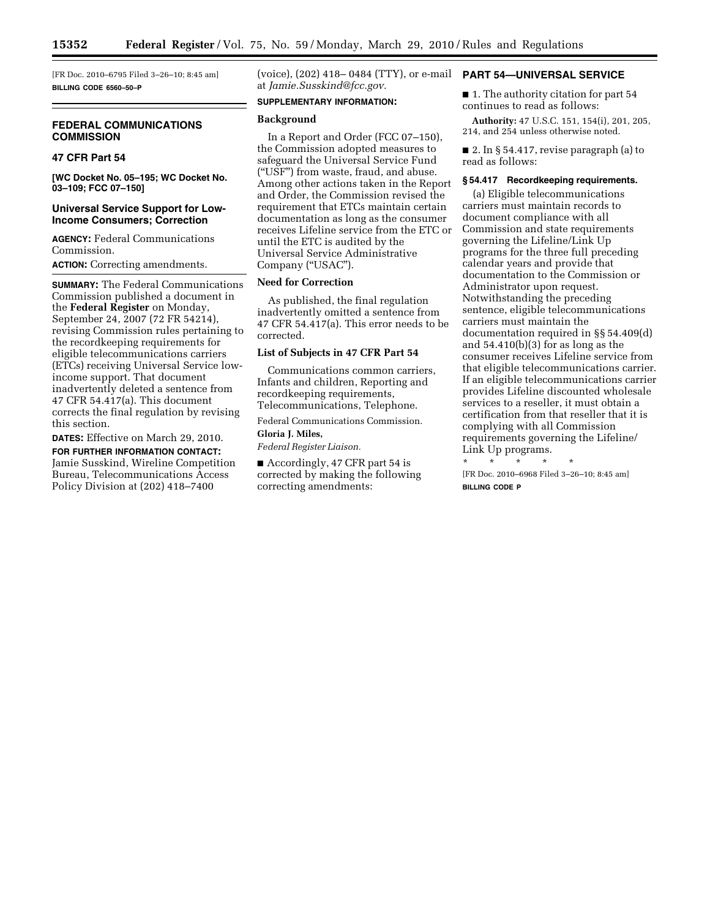[FR Doc. 2010–6795 Filed 3–26–10; 8:45 am]

**BILLING CODE 6560–50–P**

---

## FEDERAL COMMUNICATIONS COMMISSION

### 47 CFR Part 54

**[WC Docket No. 05–195; WC Docket No. 03–109; FCC 07–150]**

### Universal Service Support for Low-Income Consumers; Correction

**AGENCY:** Federal Communications Commission.

**ACTION:** Correcting amendments.

**SUMMARY:** The Federal Communications Commission published a document in the **Federal Register** on Monday, September 24, 2007 (72 FR 54214), revising Commission rules pertaining to the recordkeeping requirements for eligible telecommunications carriers (ETCs) receiving Universal Service low-income support. That document inadvertently deleted a sentence from 47 CFR 54.417(a). This document corrects the final regulation by revising this section.

**DATES:** Effective on March 29, 2010.

**FOR FURTHER INFORMATION CONTACT:** Jamie Susskind, Wireline Competition Bureau, Telecommunications Access Policy Division at (202) 418–7400 (voice), (202) 418– 0484 (TTY), or e-mail at *Jamie.Susskind@fcc.gov.*

**SUPPLEMENTARY INFORMATION:**

**Background**

In a Report and Order (FCC 07–150), the Commission adopted measures to safeguard the Universal Service Fund ("USF") from waste, fraud, and abuse. Among other actions taken in the Report and Order, the Commission revised the requirement that ETCs maintain certain documentation as long as the consumer receives Lifeline service from the ETC or until the ETC is audited by the Universal Service Administrative Company ("USAC").

**Need for Correction**

As published, the final regulation inadvertently omitted a sentence from 47 CFR 54.417(a). This error needs to be corrected.

**List of Subjects in 47 CFR Part 54**

Communications common carriers, Infants and children, Reporting and recordkeeping requirements, Telecommunications, Telephone.

Federal Communications Commission.

**Gloria J. Miles,**

*Federal Register Liaison.*

■ Accordingly, 47 CFR part 54 is corrected by making the following correcting amendments:

**PART 54—UNIVERSAL SERVICE**

■ 1. The authority citation for part 54 continues to read as follows:

**Authority:** 47 U.S.C. 151, 154(i), 201, 205, 214, and 254 unless otherwise noted.

■ 2. In § 54.417, revise paragraph (a) to read as follows:

**§ 54.417 Recordkeeping requirements.**

(a) Eligible telecommunications carriers must maintain records to document compliance with all Commission and state requirements governing the Lifeline/Link Up programs for the three full preceding calendar years and provide that documentation to the Commission or Administrator upon request. Notwithstanding the preceding sentence, eligible telecommunications carriers must maintain the documentation required in §§ 54.409(d) and 54.410(b)(3) for as long as the consumer receives Lifeline service from that eligible telecommunications carrier. If an eligible telecommunications carrier provides Lifeline discounted wholesale services to a reseller, it must obtain a certification from that reseller that it is complying with all Commission requirements governing the Lifeline/ Link Up programs.

\* \* \* \* \*

[FR Doc. 2010–6968 Filed 3–26–10; 8:45 am]

**BILLING CODE P**